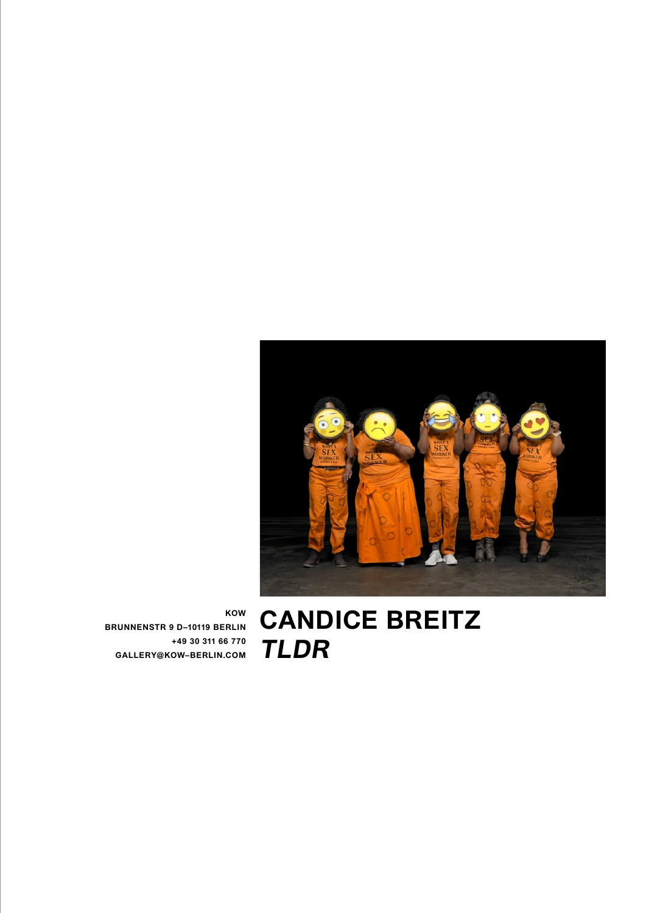KOW
BRUNNENSTR 9 D–10119 BERLIN
+49 30 311 66 770
GALLERY@KOW–BERLIN.COM

# CANDICE BREITZ
# *TLDR*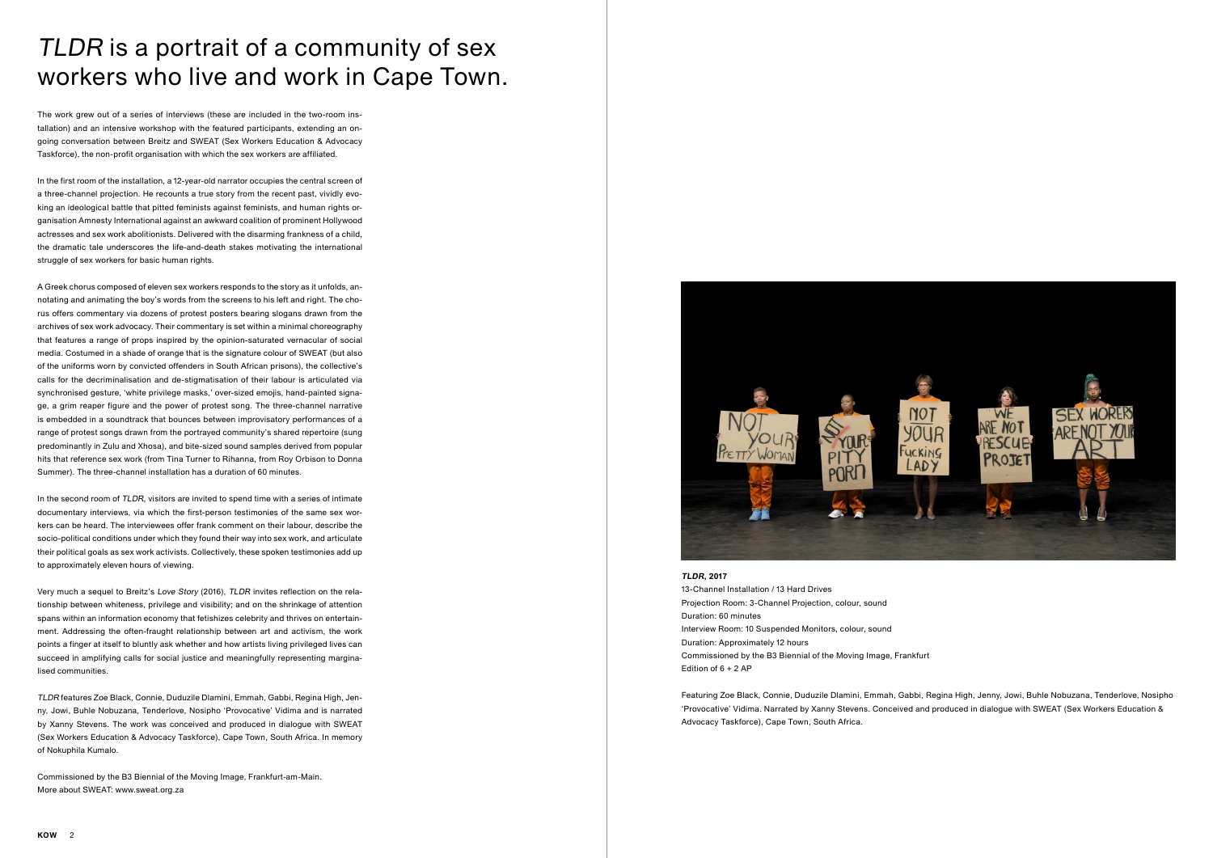# *TLDR* is a portrait of a community of sex workers who live and work in Cape Town.

The work grew out of a series of interviews (these are included in the two-room installation) and an intensive workshop with the featured participants, extending an ongoing conversation between Breitz and SWEAT (Sex Workers Education & Advocacy Taskforce), the non-profit organisation with which the sex workers are affiliated.

In the first room of the installation, a 12-year-old narrator occupies the central screen of a three-channel projection. He recounts a true story from the recent past, vividly evoking an ideological battle that pitted feminists against feminists, and human rights organisation Amnesty International against an awkward coalition of prominent Hollywood actresses and sex work abolitionists. Delivered with the disarming frankness of a child, the dramatic tale underscores the life-and-death stakes motivating the international struggle of sex workers for basic human rights.

A Greek chorus composed of eleven sex workers responds to the story as it unfolds, annotating and animating the boy's words from the screens to his left and right. The chorus offers commentary via dozens of protest posters bearing slogans drawn from the archives of sex work advocacy. Their commentary is set within a minimal choreography that features a range of props inspired by the opinion-saturated vernacular of social media. Costumed in a shade of orange that is the signature colour of SWEAT (but also of the uniforms worn by convicted offenders in South African prisons), the collective's calls for the decriminalisation and de-stigmatisation of their labour is articulated via synchronised gesture, 'white privilege masks,' over-sized emojis, hand-painted signage, a grim reaper figure and the power of protest song. The three-channel narrative is embedded in a soundtrack that bounces between improvisatory performances of a range of protest songs drawn from the portrayed community's shared repertoire (sung predominantly in Zulu and Xhosa), and bite-sized sound samples derived from popular hits that reference sex work (from Tina Turner to Rihanna, from Roy Orbison to Donna Summer). The three-channel installation has a duration of 60 minutes.

In the second room of *TLDR*, visitors are invited to spend time with a series of intimate documentary interviews, via which the first-person testimonies of the same sex workers can be heard. The interviewees offer frank comment on their labour, describe the socio-political conditions under which they found their way into sex work, and articulate their political goals as sex work activists. Collectively, these spoken testimonies add up to approximately eleven hours of viewing.

Very much a sequel to Breitz's *Love Story* (2016), *TLDR* invites reflection on the relationship between whiteness, privilege and visibility; and on the shrinkage of attention spans within an information economy that fetishizes celebrity and thrives on entertainment. Addressing the often-fraught relationship between art and activism, the work points a finger at itself to bluntly ask whether and how artists living privileged lives can succeed in amplifying calls for social justice and meaningfully representing marginalised communities.

*TLDR* features Zoe Black, Connie, Duduzile Dlamini, Emmah, Gabbi, Regina High, Jenny, Jowi, Buhle Nobuzana, Tenderlove, Nosipho 'Provocative' Vidima and is narrated by Xanny Stevens. The work was conceived and produced in dialogue with SWEAT (Sex Workers Education & Advocacy Taskforce), Cape Town, South Africa. In memory of Nokuphila Kumalo.

Commissioned by the B3 Biennial of the Moving Image, Frankfurt-am-Main.
More about SWEAT: www.sweat.org.za

***TLDR*, 2017**
13-Channel Installation / 13 Hard Drives
Projection Room: 3-Channel Projection, colour, sound
Duration: 60 minutes
Interview Room: 10 Suspended Monitors, colour, sound
Duration: Approximately 12 hours
Commissioned by the B3 Biennial of the Moving Image, Frankfurt
Edition of 6 + 2 AP

Featuring Zoe Black, Connie, Duduzile Dlamini, Emmah, Gabbi, Regina High, Jenny, Jowi, Buhle Nobuzana, Tenderlove, Nosipho 'Provocative' Vidima. Narrated by Xanny Stevens. Conceived and produced in dialogue with SWEAT (Sex Workers Education & Advocacy Taskforce), Cape Town, South Africa.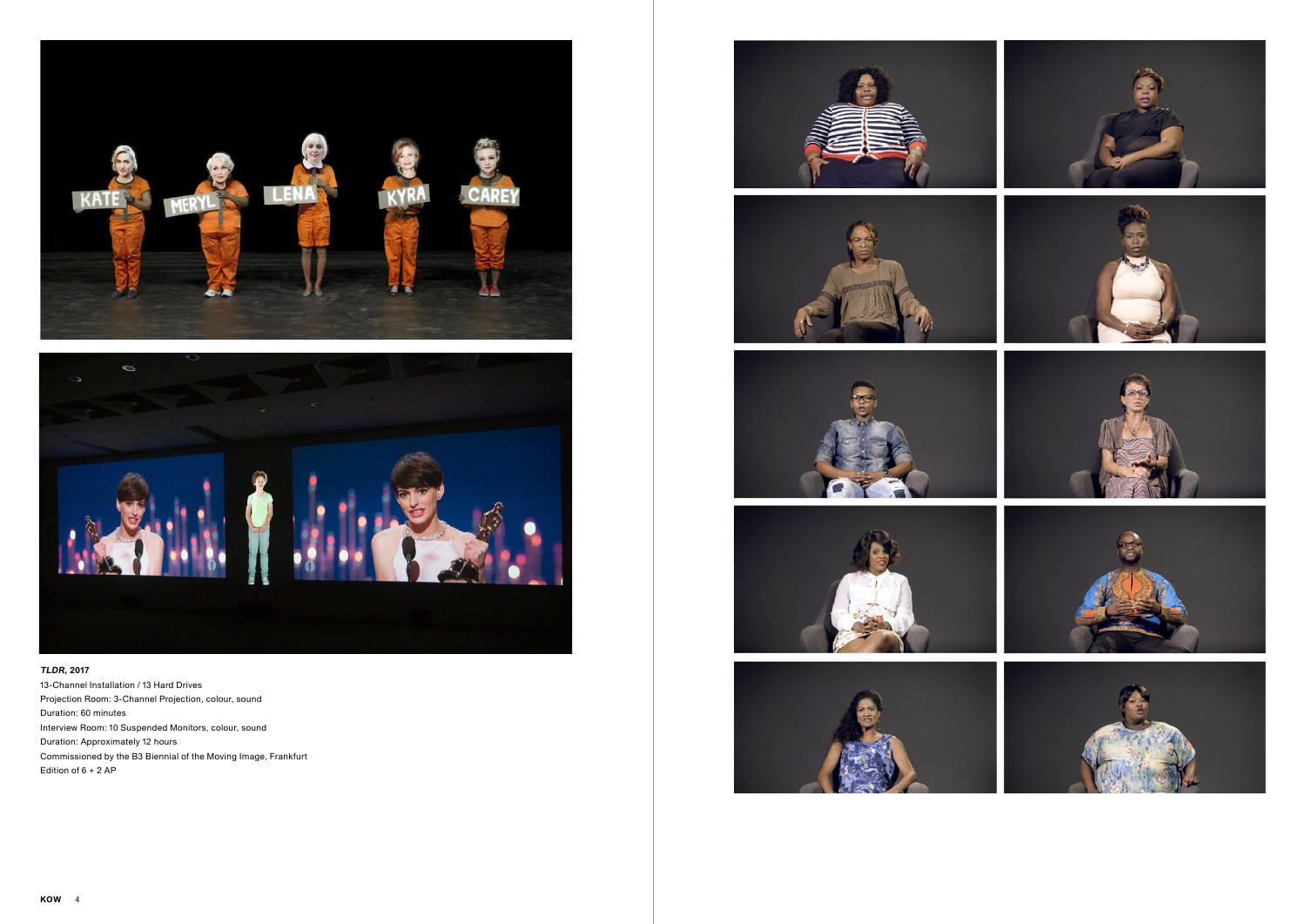***TLDR*, 2017**

13-Channel Installation / 13 Hard Drives
Projection Room: 3-Channel Projection, colour, sound
Duration: 60 minutes
Interview Room: 10 Suspended Monitors, colour, sound
Duration: Approximately 12 hours
Commissioned by the B3 Biennial of the Moving Image, Frankfurt
Edition of 6 + 2 AP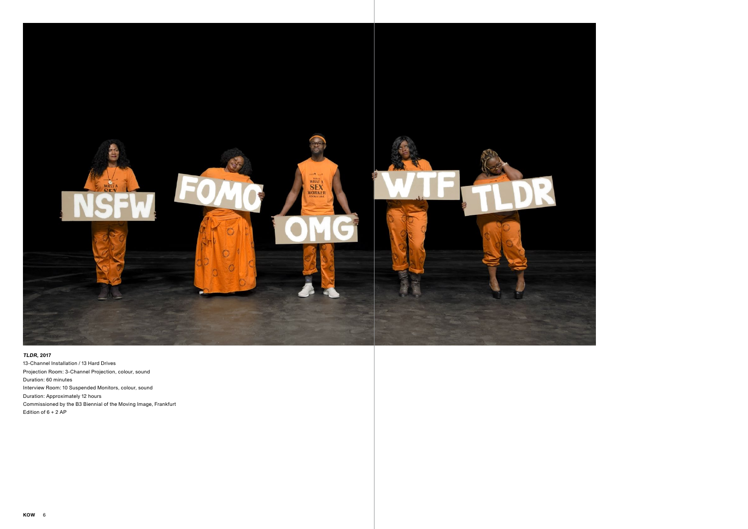***TLDR*, 2017**

13-Channel Installation / 13 Hard Drives

Projection Room: 3-Channel Projection, colour, sound

Duration: 60 minutes

Interview Room: 10 Suspended Monitors, colour, sound

Duration: Approximately 12 hours

Commissioned by the B3 Biennial of the Moving Image, Frankfurt

Edition of 6 + 2 AP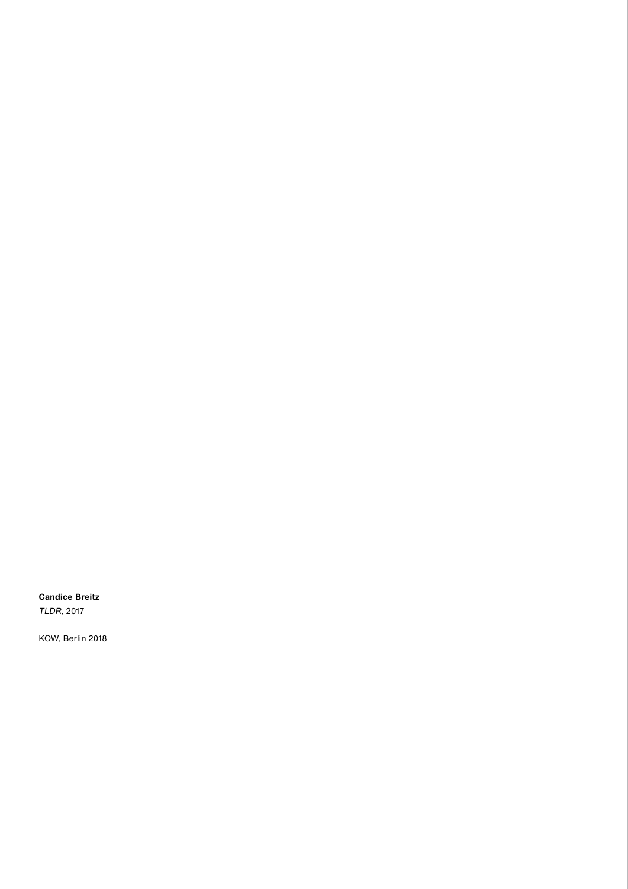**Candice Breitz**
*TLDR*, 2017

KOW, Berlin 2018